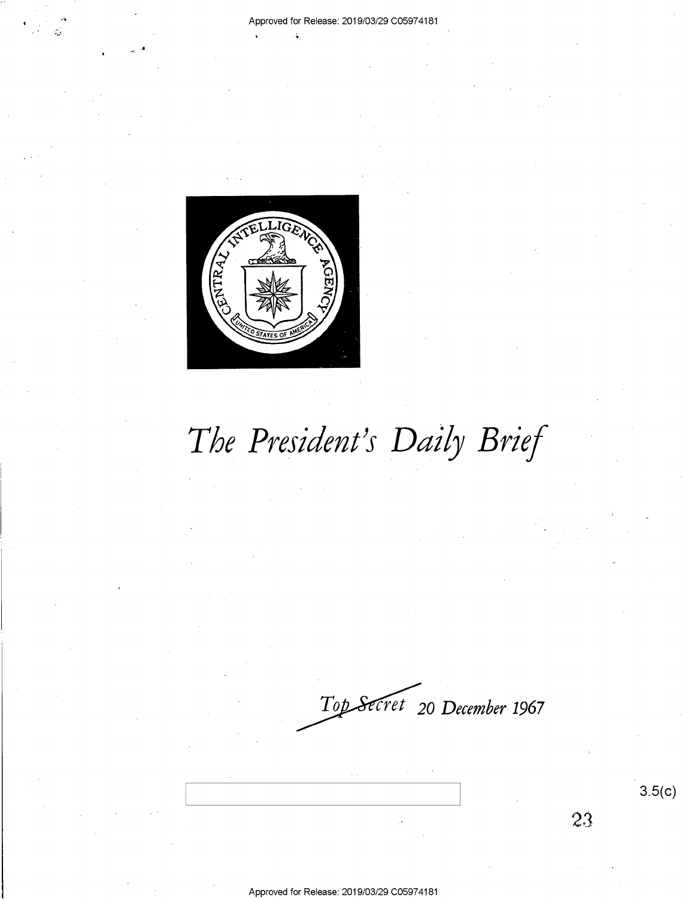# *The President's Daily Brief*

*~~Top Secret~~* *20 December 1967*

3.5(c)

23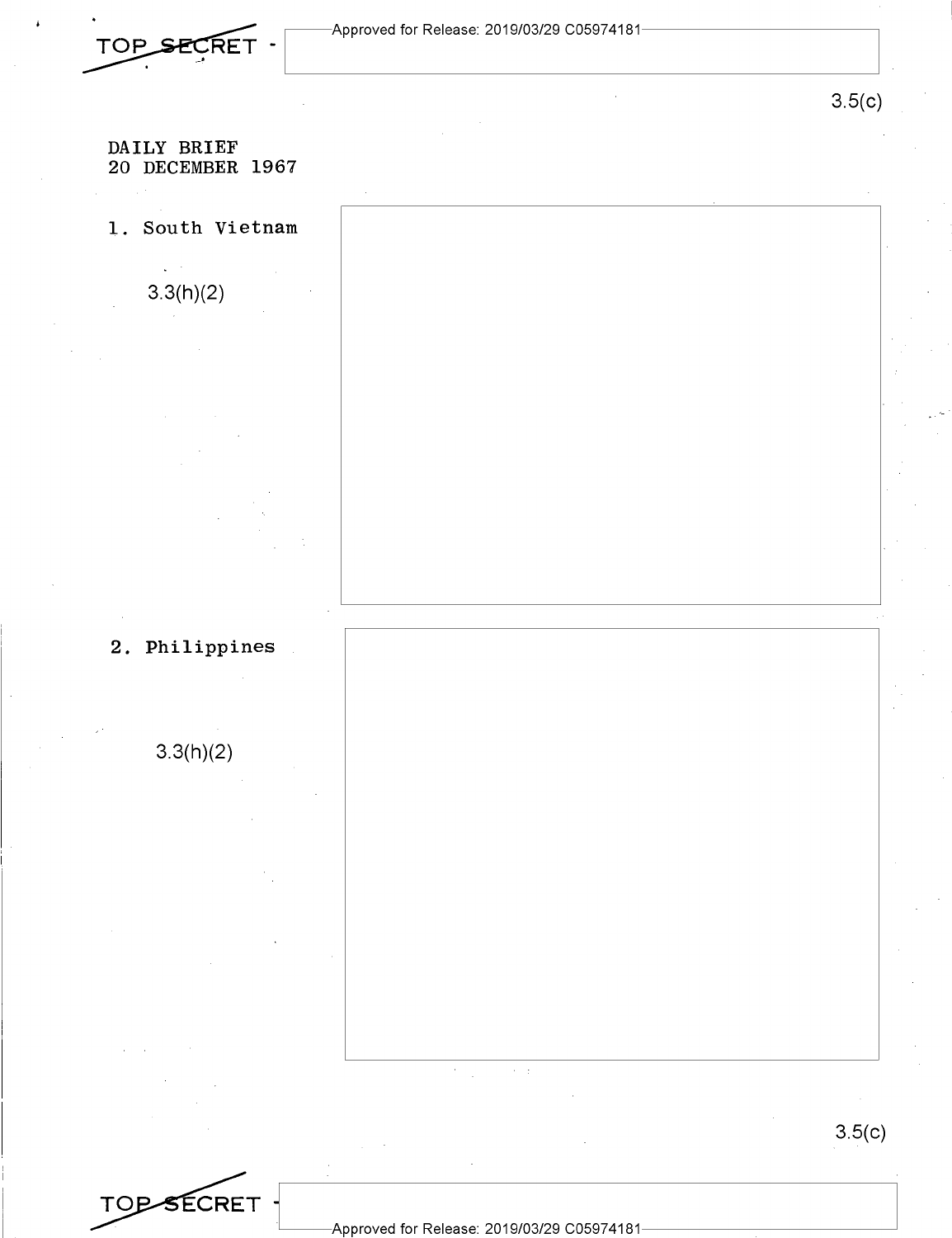DAILY BRIEF
20 DECEMBER 1967

1. South Vietnam

3.3(h)(2)

2. Philippines

3.3(h)(2)

3.5(c)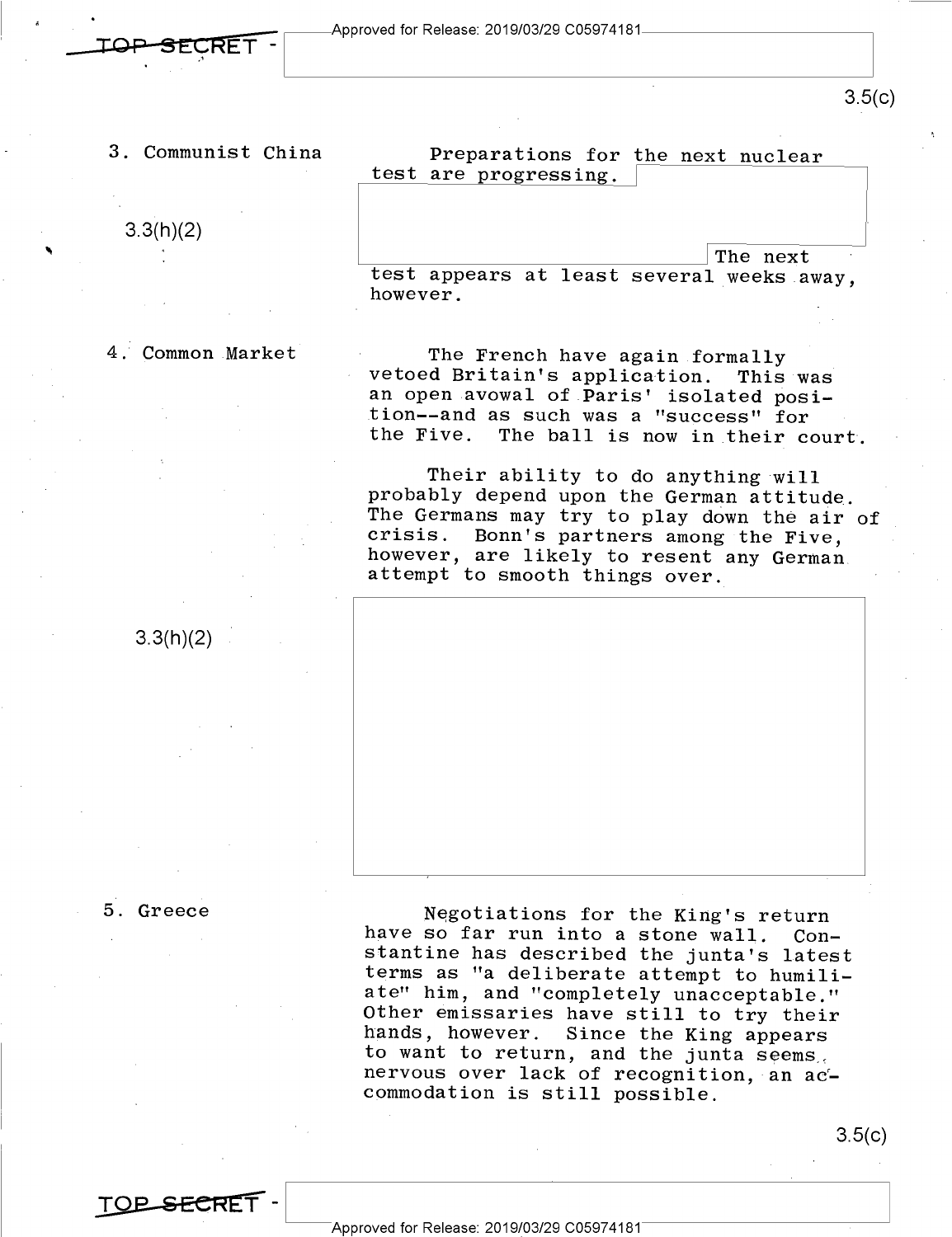3.5(c)

3. Communist China

3.3(h)(2)

Preparations for the next nuclear test are progressing. The next test appears at least several weeks away, however.

4. Common Market

The French have again formally vetoed Britain's application. This was an open avowal of Paris' isolated position--and as such was a "success" for the Five. The ball is now in their court.

Their ability to do anything will probably depend upon the German attitude. The Germans may try to play down the air of crisis. Bonn's partners among the Five, however, are likely to resent any German attempt to smooth things over.

3.3(h)(2)

5. Greece

Negotiations for the King's return have so far run into a stone wall. Constantine has described the junta's latest terms as "a deliberate attempt to humiliate" him, and "completely unacceptable." Other emissaries have still to try their hands, however. Since the King appears to want to return, and the junta seems nervous over lack of recognition, an accommodation is still possible.

3.5(c)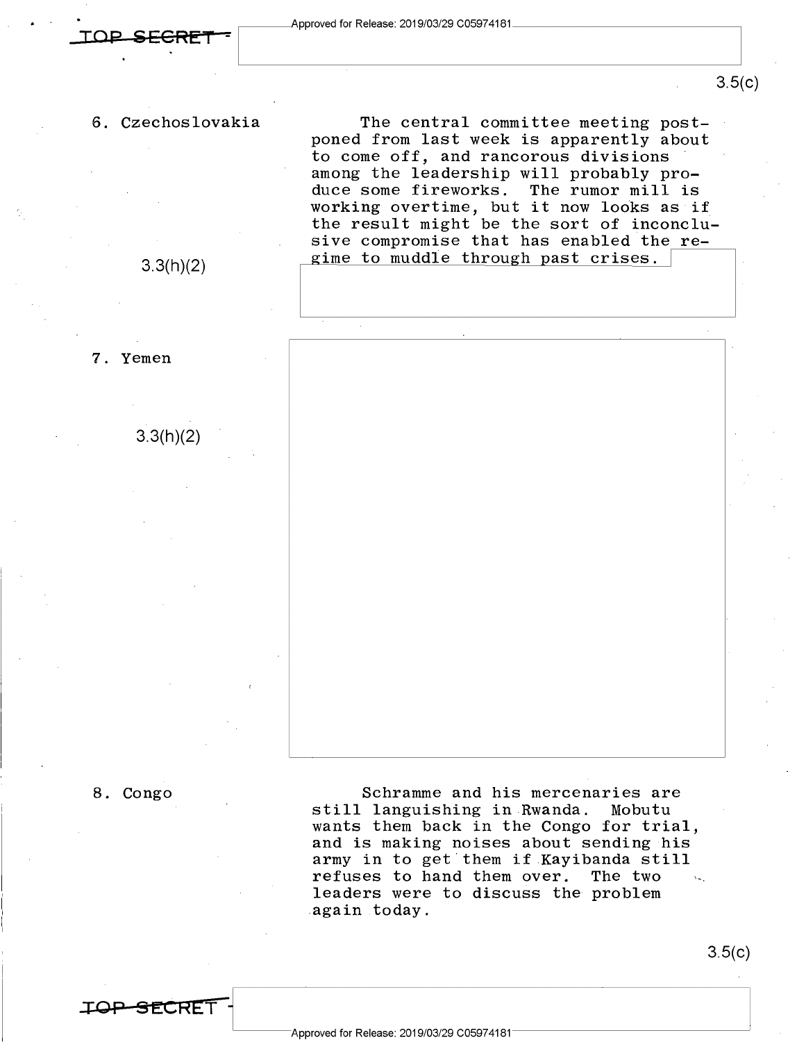TOP SECRET

3.5(c)

6. Czechoslovakia

The central committee meeting postponed from last week is apparently about to come off, and rancorous divisions among the leadership will probably produce some fireworks. The rumor mill is working overtime, but it now looks as if the result might be the sort of inconclusive compromise that has enabled the regime to muddle through past crises.

3.3(h)(2)

7. Yemen

3.3(h)(2)

8. Congo

Schramme and his mercenaries are still languishing in Rwanda. Mobutu wants them back in the Congo for trial, and is making noises about sending his army in to get them if Kayibanda still refuses to hand them over. The two leaders were to discuss the problem again today.

3.5(c)

TOP SECRET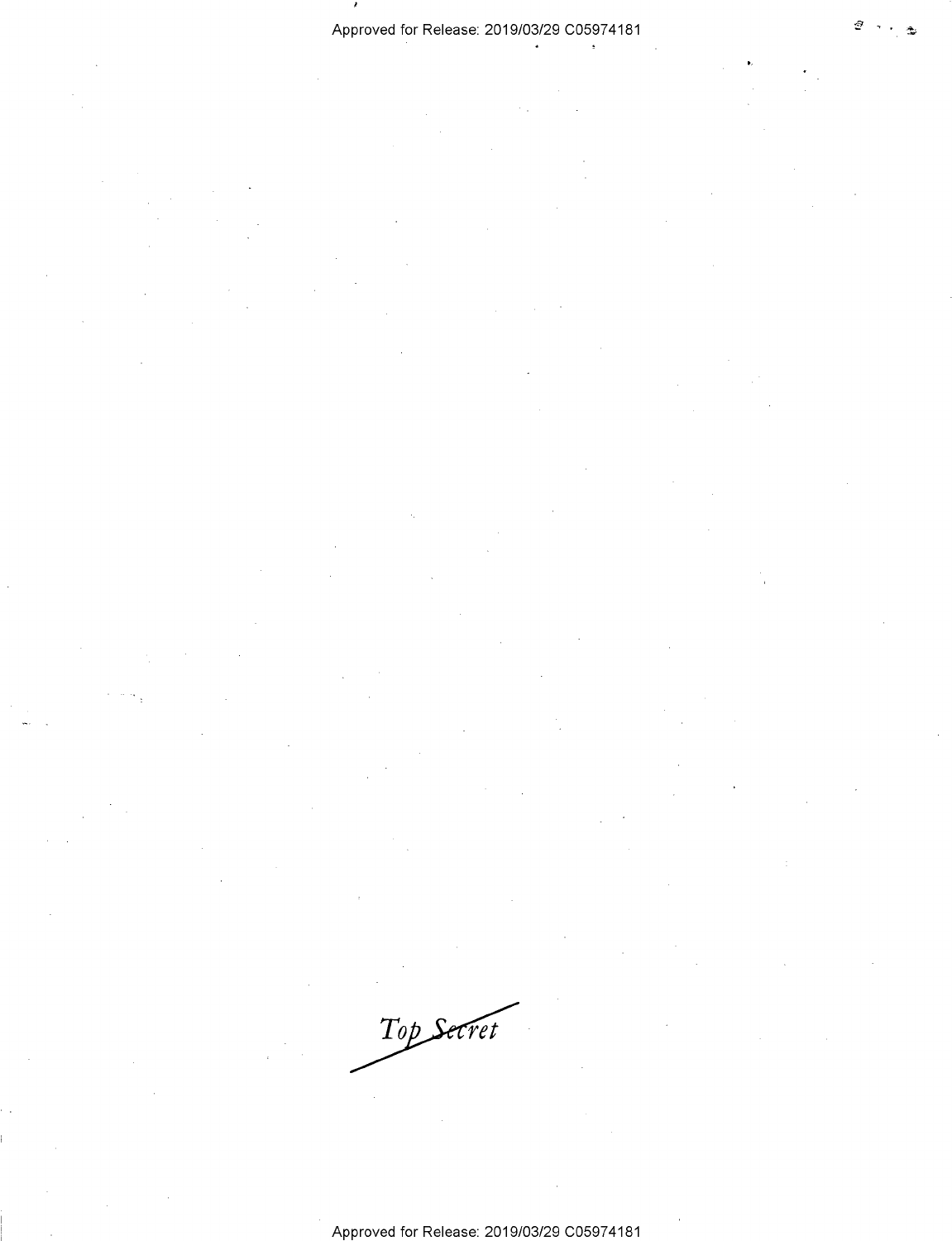*Top Secret*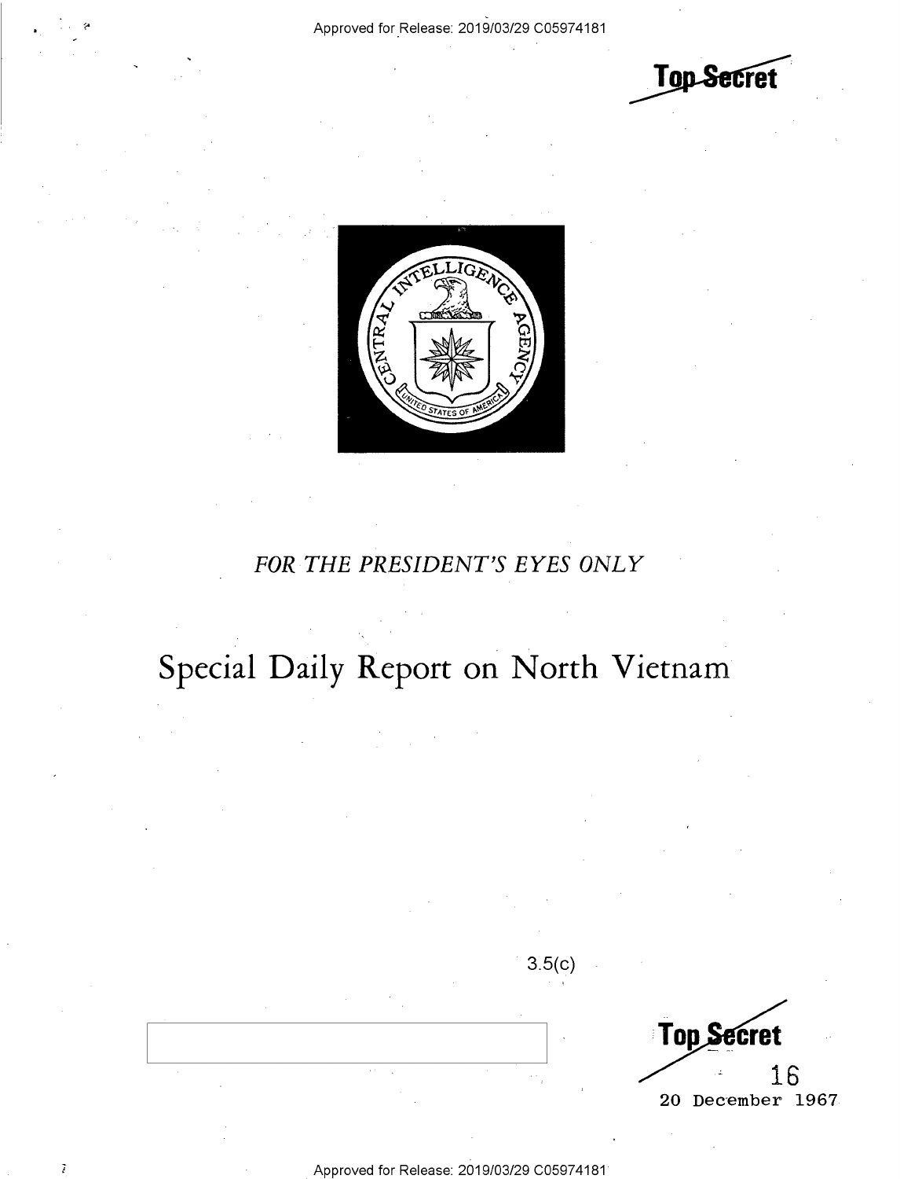Top Secret

FOR THE PRESIDENT'S EYES ONLY

# Special Daily Report on North Vietnam

3.5(c)

Top Secret

16

20 December 1967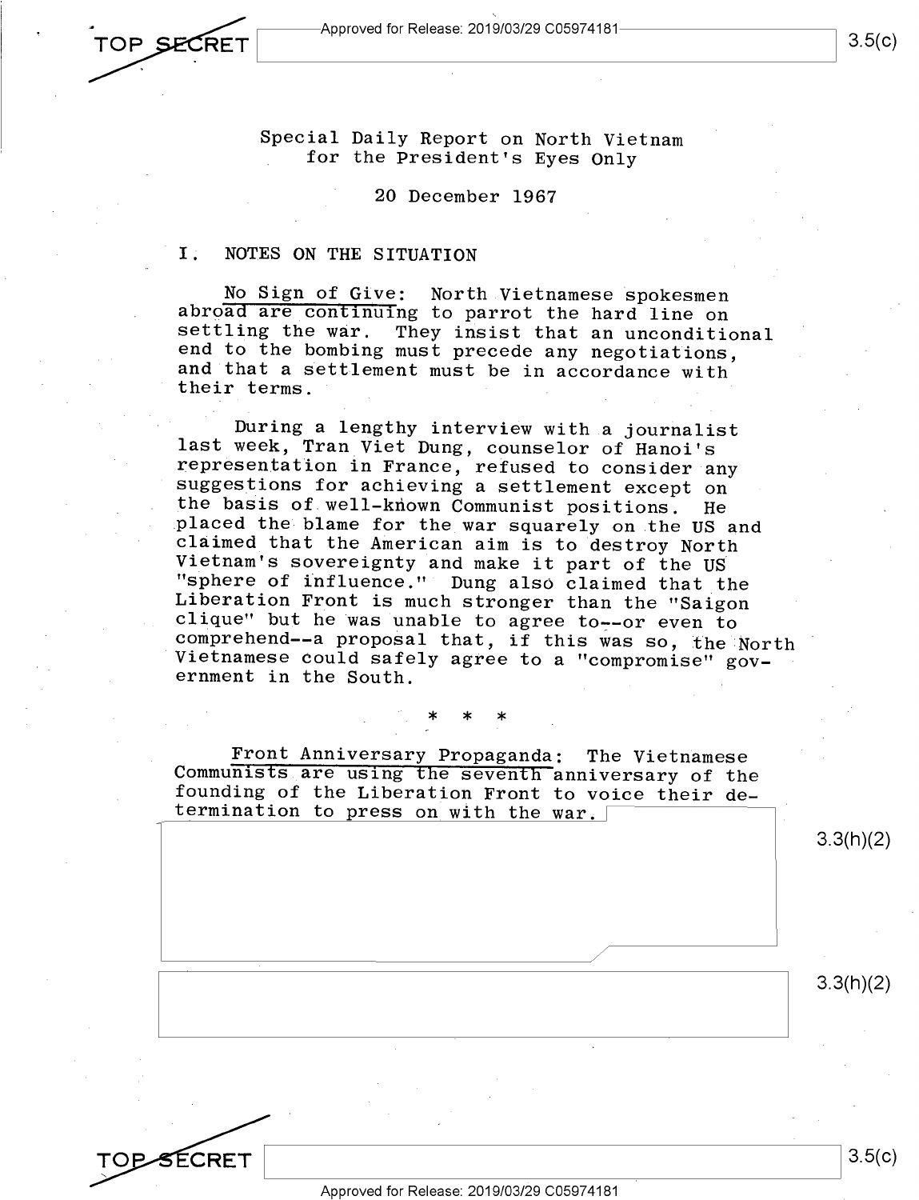Special Daily Report on North Vietnam
for the President's Eyes Only

20 December 1967

## I. NOTES ON THE SITUATION

No Sign of Give: North Vietnamese spokesmen abroad are continuing to parrot the hard line on settling the war. They insist that an unconditional end to the bombing must precede any negotiations, and that a settlement must be in accordance with their terms.

During a lengthy interview with a journalist last week, Tran Viet Dung, counselor of Hanoi's representation in France, refused to consider any suggestions for achieving a settlement except on the basis of well-known Communist positions. He placed the blame for the war squarely on the US and claimed that the American aim is to destroy North Vietnam's sovereignty and make it part of the US "sphere of influence." Dung also claimed that the Liberation Front is much stronger than the "Saigon clique" but he was unable to agree to--or even to comprehend--a proposal that, if this was so, the North Vietnamese could safely agree to a "compromise" government in the South.

\* \* \*

Front Anniversary Propaganda: The Vietnamese Communists are using the seventh anniversary of the founding of the Liberation Front to voice their determination to press on with the war.

3.3(h)(2)

3.3(h)(2)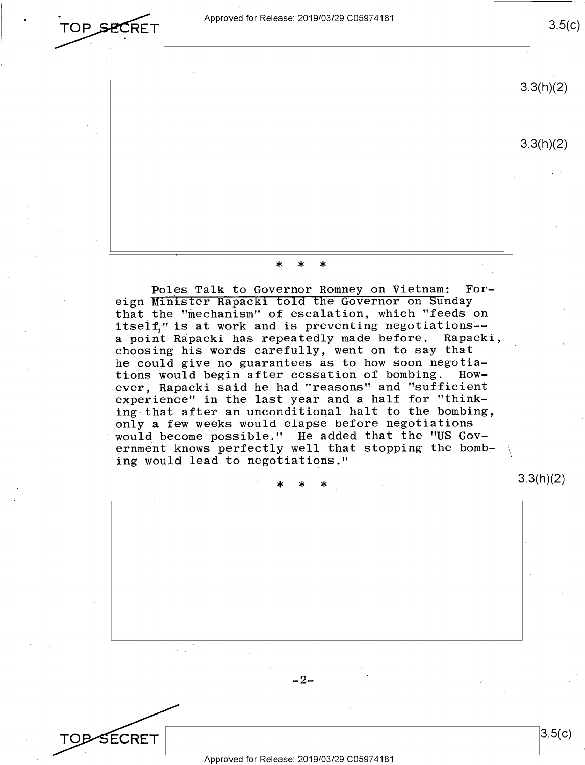\* \* \*

<u>Poles Talk to Governor Romney on Vietnam</u>: Foreign Minister Rapacki told the Governor on Sunday that the "mechanism" of escalation, which "feeds on itself," is at work and is preventing negotiations--a point Rapacki has repeatedly made before. Rapacki, choosing his words carefully, went on to say that he could give no guarantees as to how soon negotiations would begin after cessation of bombing. However, Rapacki said he had "reasons" and "sufficient experience" in the last year and a half for "thinking that after an unconditional halt to the bombing, only a few weeks would elapse before negotiations would become possible." He added that the "US Government knows perfectly well that stopping the bombing would lead to negotiations."

\* \* \*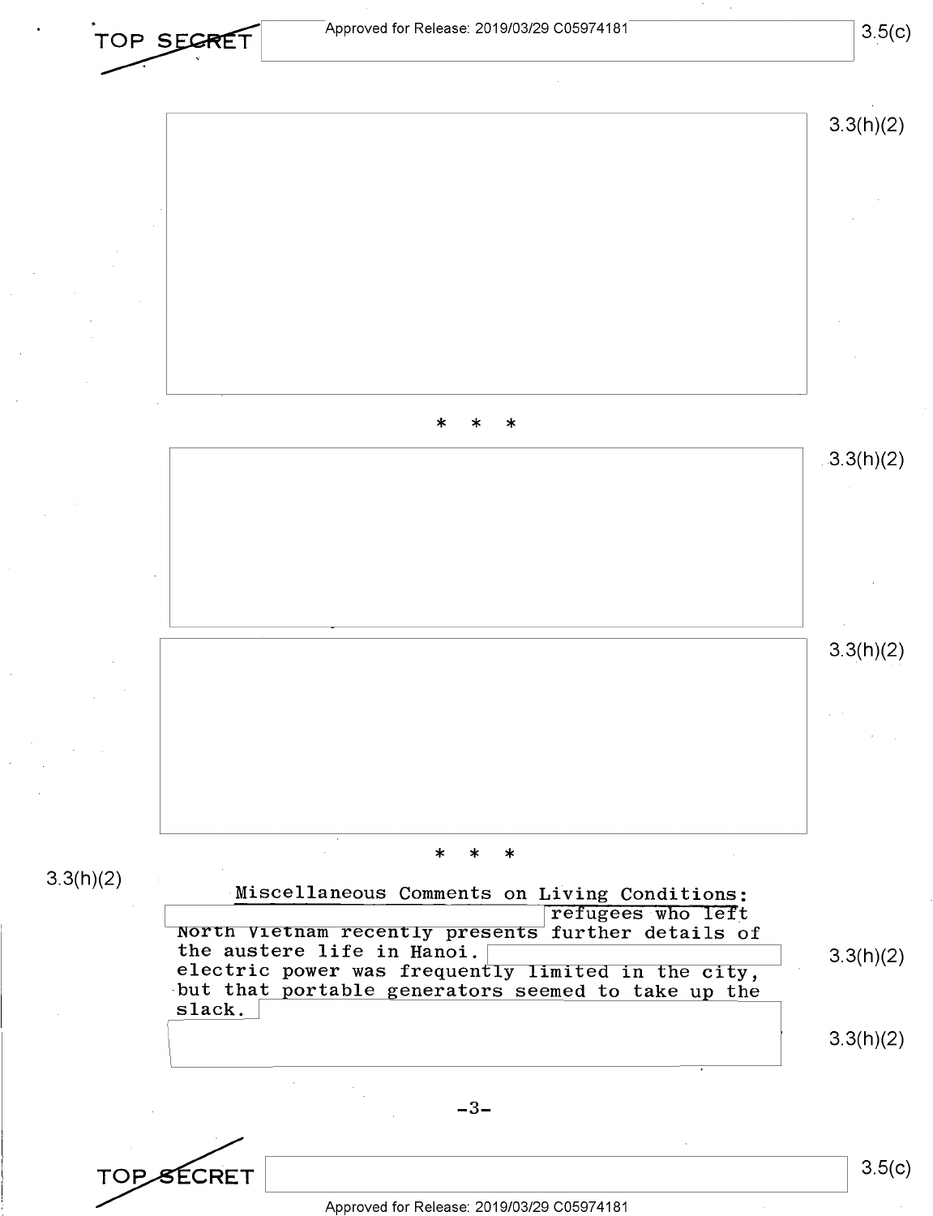* * *

* * *

Miscellaneous Comments on Living Conditions: refugees who left North Vietnam recently presents further details of the austere life in Hanoi. electric power was frequently limited in the city, but that portable generators seemed to take up the slack.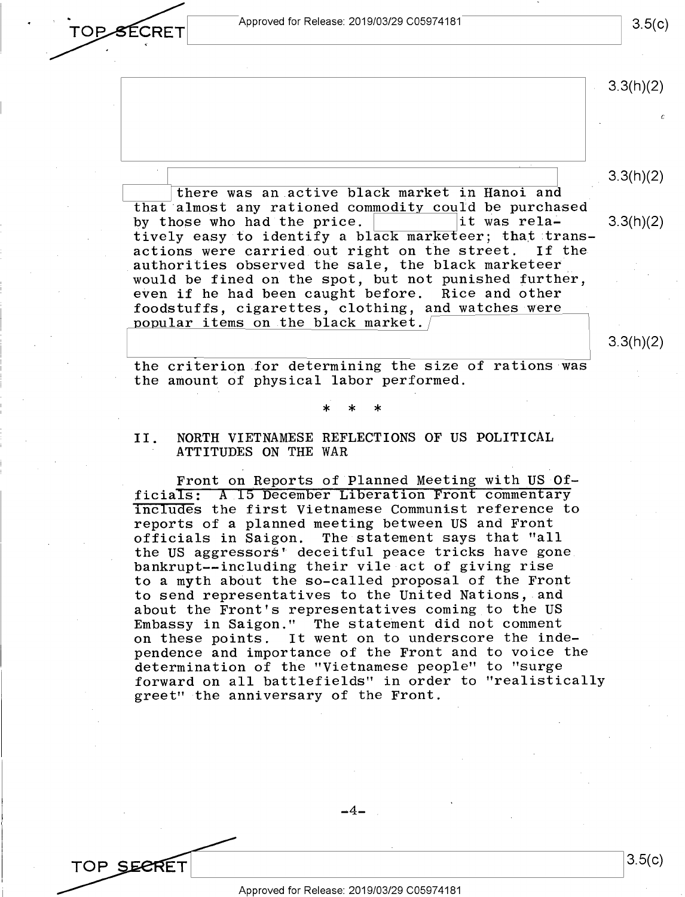there was an active black market in Hanoi and that almost any rationed commodity could be purchased by those who had the price. it was relatively easy to identify a black marketeer; that transactions were carried out right on the street. If the authorities observed the sale, the black marketeer would be fined on the spot, but not punished further, even if he had been caught before. Rice and other foodstuffs, cigarettes, clothing, and watches were popular items on the black market.

the criterion for determining the size of rations was the amount of physical labor performed.

\* \* \*

## II. NORTH VIETNAMESE REFLECTIONS OF US POLITICAL ATTITUDES ON THE WAR

Front on Reports of Planned Meeting with US Officials: A 15 December Liberation Front commentary includes the first Vietnamese Communist reference to reports of a planned meeting between US and Front officials in Saigon. The statement says that "all the US aggressors' deceitful peace tricks have gone bankrupt--including their vile act of giving rise to a myth about the so-called proposal of the Front to send representatives to the United Nations, and about the Front's representatives coming to the US Embassy in Saigon." The statement did not comment on these points. It went on to underscore the independence and importance of the Front and to voice the determination of the "Vietnamese people" to "surge forward on all battlefields" in order to "realistically greet" the anniversary of the Front.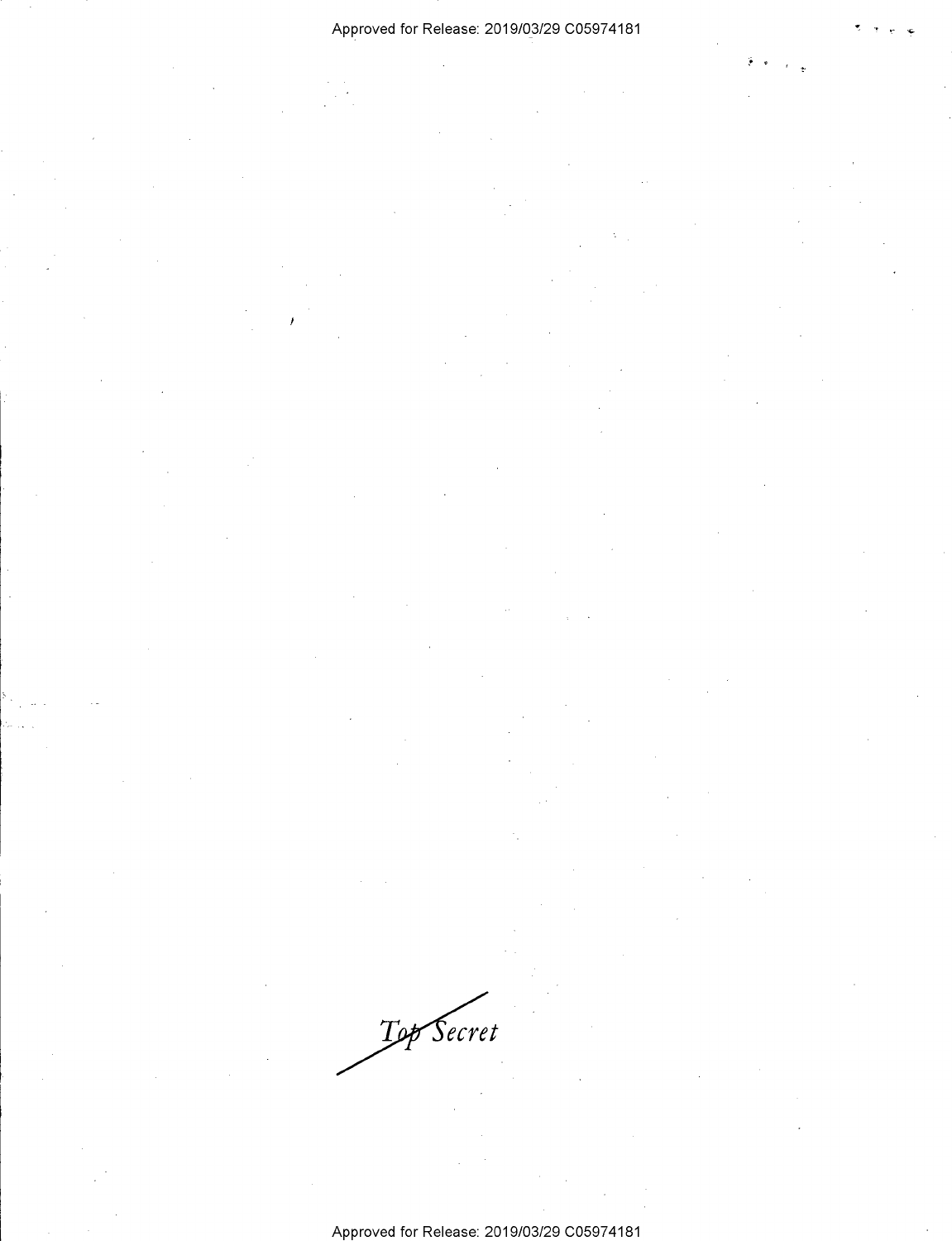Top Secret